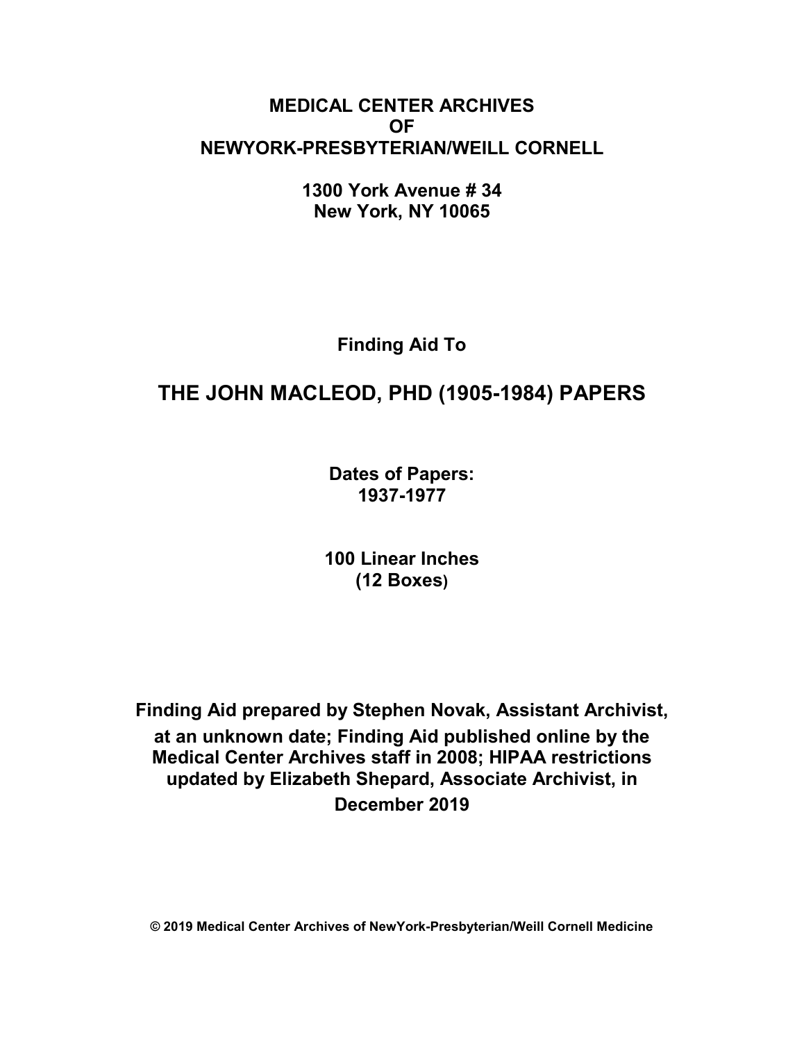**MEDICAL CENTER ARCHIVES**
**OF**
**NEWYORK-PRESBYTERIAN/WEILL CORNELL**

**1300 York Avenue # 34**
**New York, NY 10065**

**Finding Aid To**

# THE JOHN MACLEOD, PHD (1905-1984) PAPERS

**Dates of Papers:**
**1937-1977**

**100 Linear Inches**
**(12 Boxes)**

**Finding Aid prepared by Stephen Novak, Assistant Archivist, at an unknown date; Finding Aid published online by the Medical Center Archives staff in 2008; HIPAA restrictions updated by Elizabeth Shepard, Associate Archivist, in December 2019**

**© 2019 Medical Center Archives of NewYork-Presbyterian/Weill Cornell Medicine**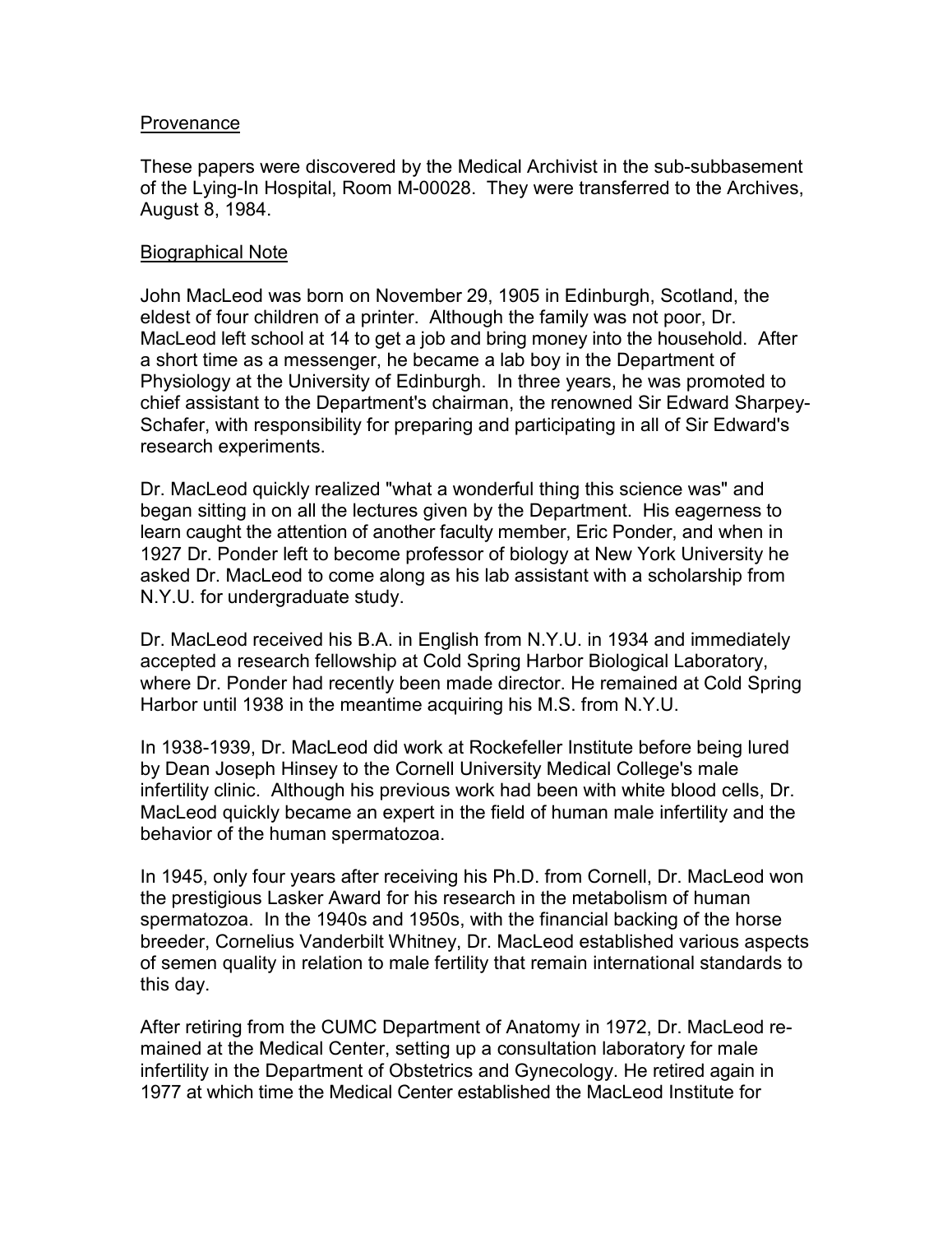## Provenance

These papers were discovered by the Medical Archivist in the sub-subbasement of the Lying-In Hospital, Room M-00028. They were transferred to the Archives, August 8, 1984.

## Biographical Note

John MacLeod was born on November 29, 1905 in Edinburgh, Scotland, the eldest of four children of a printer. Although the family was not poor, Dr. MacLeod left school at 14 to get a job and bring money into the household. After a short time as a messenger, he became a lab boy in the Department of Physiology at the University of Edinburgh. In three years, he was promoted to chief assistant to the Department's chairman, the renowned Sir Edward Sharpey-Schafer, with responsibility for preparing and participating in all of Sir Edward's research experiments.

Dr. MacLeod quickly realized "what a wonderful thing this science was" and began sitting in on all the lectures given by the Department. His eagerness to learn caught the attention of another faculty member, Eric Ponder, and when in 1927 Dr. Ponder left to become professor of biology at New York University he asked Dr. MacLeod to come along as his lab assistant with a scholarship from N.Y.U. for undergraduate study.

Dr. MacLeod received his B.A. in English from N.Y.U. in 1934 and immediately accepted a research fellowship at Cold Spring Harbor Biological Laboratory, where Dr. Ponder had recently been made director. He remained at Cold Spring Harbor until 1938 in the meantime acquiring his M.S. from N.Y.U.

In 1938-1939, Dr. MacLeod did work at Rockefeller Institute before being lured by Dean Joseph Hinsey to the Cornell University Medical College's male infertility clinic. Although his previous work had been with white blood cells, Dr. MacLeod quickly became an expert in the field of human male infertility and the behavior of the human spermatozoa.

In 1945, only four years after receiving his Ph.D. from Cornell, Dr. MacLeod won the prestigious Lasker Award for his research in the metabolism of human spermatozoa. In the 1940s and 1950s, with the financial backing of the horse breeder, Cornelius Vanderbilt Whitney, Dr. MacLeod established various aspects of semen quality in relation to male fertility that remain international standards to this day.

After retiring from the CUMC Department of Anatomy in 1972, Dr. MacLeod remained at the Medical Center, setting up a consultation laboratory for male infertility in the Department of Obstetrics and Gynecology. He retired again in 1977 at which time the Medical Center established the MacLeod Institute for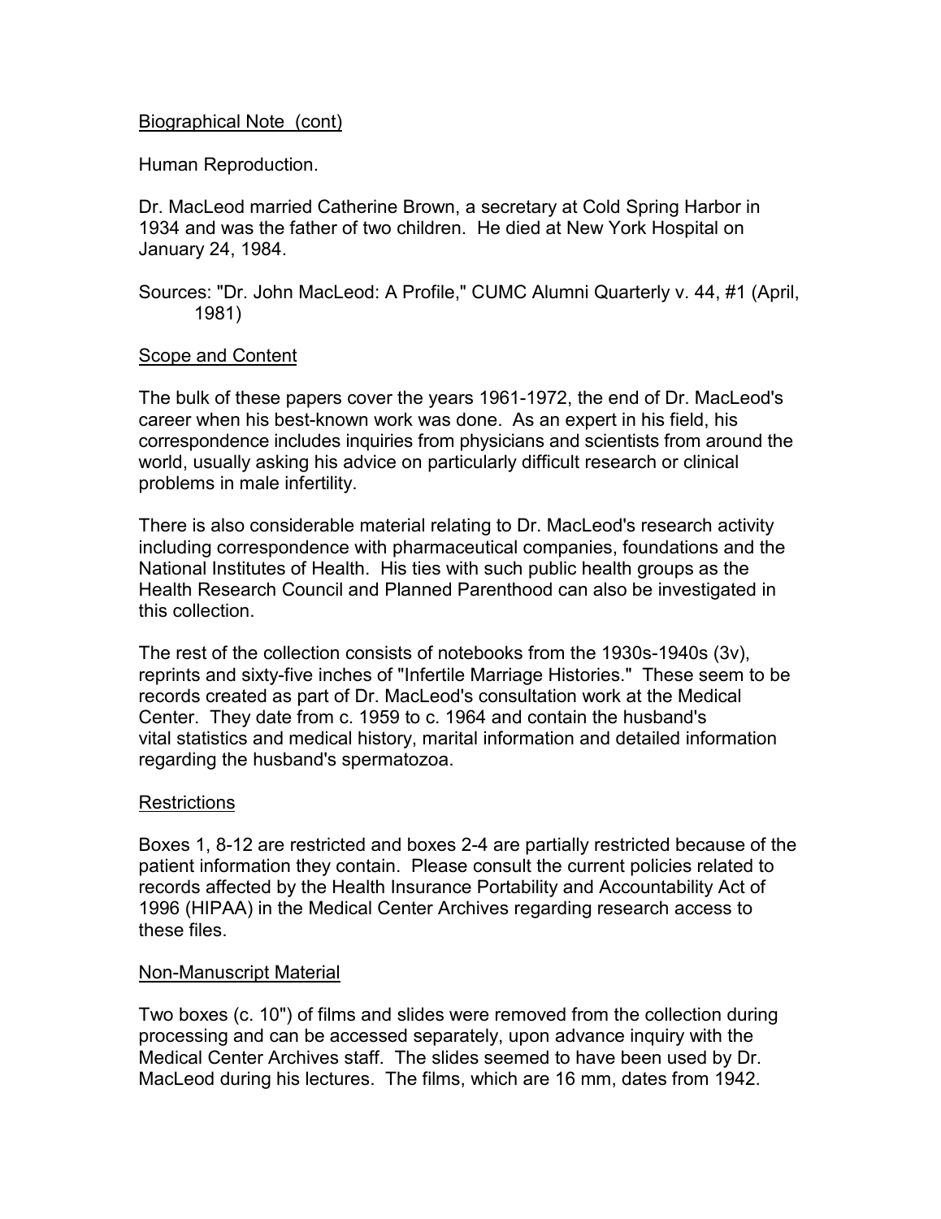## Biographical Note (cont)

Human Reproduction.

Dr. MacLeod married Catherine Brown, a secretary at Cold Spring Harbor in 1934 and was the father of two children. He died at New York Hospital on January 24, 1984.

Sources: "Dr. John MacLeod: A Profile," CUMC Alumni Quarterly v. 44, #1 (April, 1981)

## Scope and Content

The bulk of these papers cover the years 1961-1972, the end of Dr. MacLeod's career when his best-known work was done. As an expert in his field, his correspondence includes inquiries from physicians and scientists from around the world, usually asking his advice on particularly difficult research or clinical problems in male infertility.

There is also considerable material relating to Dr. MacLeod's research activity including correspondence with pharmaceutical companies, foundations and the National Institutes of Health. His ties with such public health groups as the Health Research Council and Planned Parenthood can also be investigated in this collection.

The rest of the collection consists of notebooks from the 1930s-1940s (3v), reprints and sixty-five inches of "Infertile Marriage Histories." These seem to be records created as part of Dr. MacLeod's consultation work at the Medical Center. They date from c. 1959 to c. 1964 and contain the husband's vital statistics and medical history, marital information and detailed information regarding the husband's spermatozoa.

## Restrictions

Boxes 1, 8-12 are restricted and boxes 2-4 are partially restricted because of the patient information they contain. Please consult the current policies related to records affected by the Health Insurance Portability and Accountability Act of 1996 (HIPAA) in the Medical Center Archives regarding research access to these files.

## Non-Manuscript Material

Two boxes (c. 10") of films and slides were removed from the collection during processing and can be accessed separately, upon advance inquiry with the Medical Center Archives staff. The slides seemed to have been used by Dr. MacLeod during his lectures. The films, which are 16 mm, dates from 1942.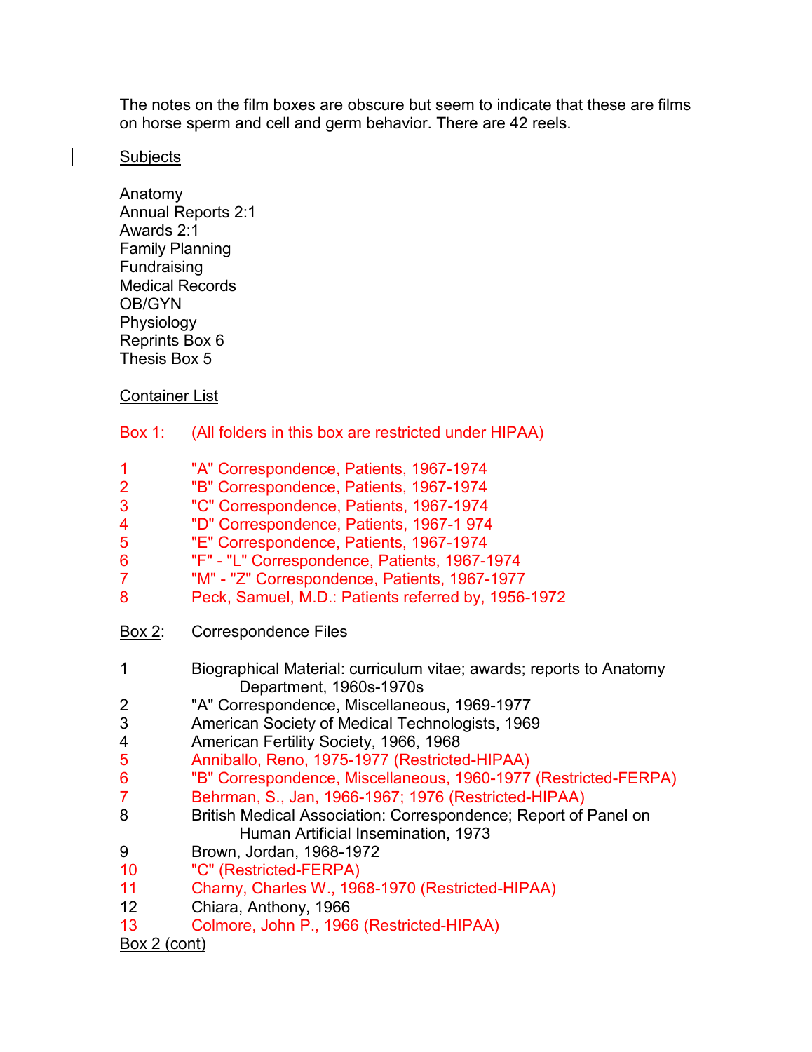The notes on the film boxes are obscure but seem to indicate that these are films on horse sperm and cell and germ behavior. There are 42 reels.

## Subjects

Anatomy
Annual Reports 2:1
Awards 2:1
Family Planning
Fundraising
Medical Records
OB/GYN
Physiology
Reprints Box 6
Thesis Box 5

## Container List

**Box 1:** (All folders in this box are restricted under HIPAA)

1 "A" Correspondence, Patients, 1967-1974
2 "B" Correspondence, Patients, 1967-1974
3 "C" Correspondence, Patients, 1967-1974
4 "D" Correspondence, Patients, 1967-1 974
5 "E" Correspondence, Patients, 1967-1974
6 "F" - "L" Correspondence, Patients, 1967-1974
7 "M" - "Z" Correspondence, Patients, 1967-1977
8 Peck, Samuel, M.D.: Patients referred by, 1956-1972

**Box 2:** Correspondence Files

1 Biographical Material: curriculum vitae; awards; reports to Anatomy Department, 1960s-1970s
2 "A" Correspondence, Miscellaneous, 1969-1977
3 American Society of Medical Technologists, 1969
4 American Fertility Society, 1966, 1968
5 Anniballo, Reno, 1975-1977 (Restricted-HIPAA)
6 "B" Correspondence, Miscellaneous, 1960-1977 (Restricted-FERPA)
7 Behrman, S., Jan, 1966-1967; 1976 (Restricted-HIPAA)
8 British Medical Association: Correspondence; Report of Panel on Human Artificial Insemination, 1973
9 Brown, Jordan, 1968-1972
10 "C" (Restricted-FERPA)
11 Charny, Charles W., 1968-1970 (Restricted-HIPAA)
12 Chiara, Anthony, 1966
13 Colmore, John P., 1966 (Restricted-HIPAA)

**Box 2 (cont)**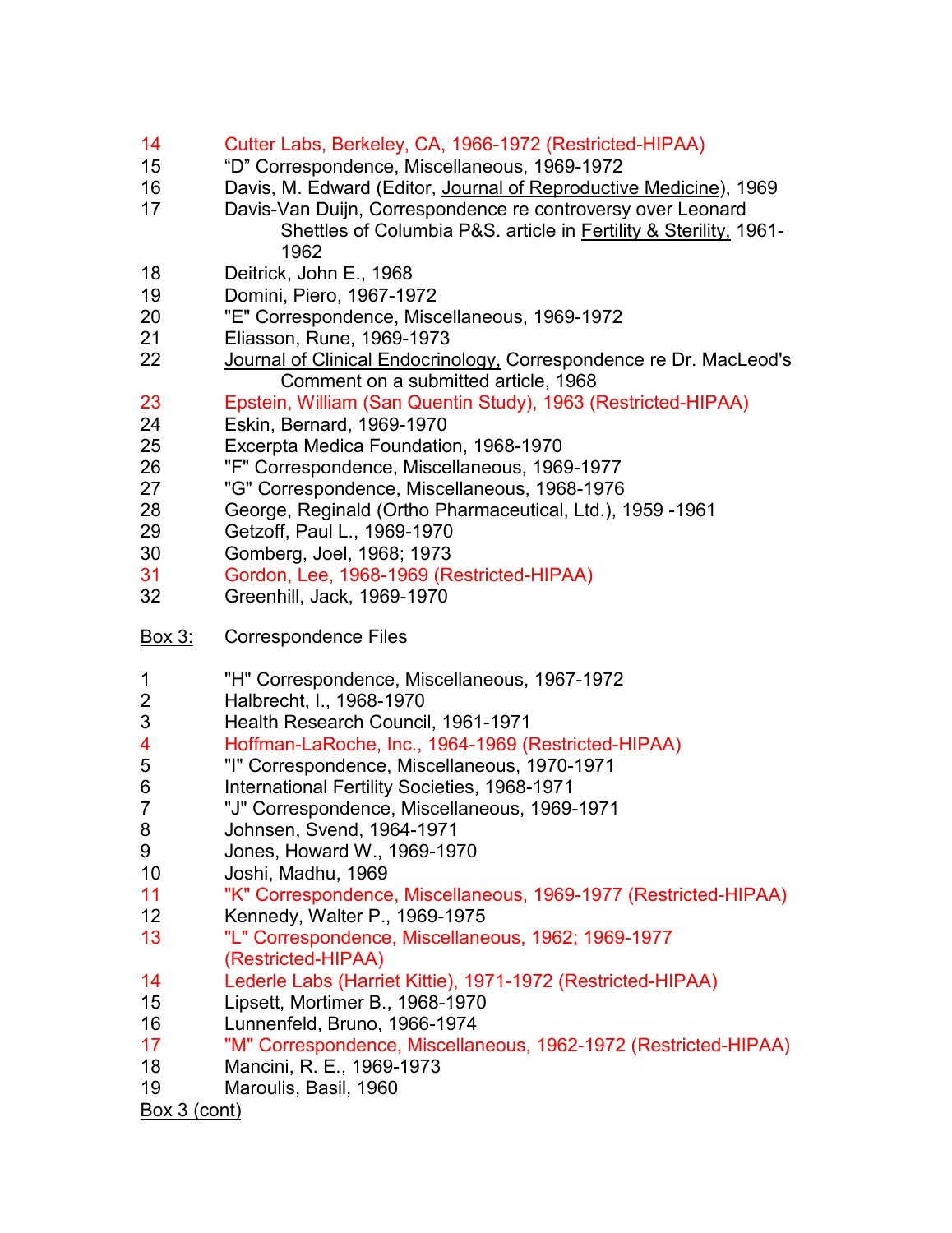14 Cutter Labs, Berkeley, CA, 1966-1972 (Restricted-HIPAA)
15 "D" Correspondence, Miscellaneous, 1969-1972
16 Davis, M. Edward (Editor, Journal of Reproductive Medicine), 1969
17 Davis-Van Duijn, Correspondence re controversy over Leonard Shettles of Columbia P&S. article in Fertility & Sterility, 1961-1962
18 Deitrick, John E., 1968
19 Domini, Piero, 1967-1972
20 "E" Correspondence, Miscellaneous, 1969-1972
21 Eliasson, Rune, 1969-1973
22 Journal of Clinical Endocrinology, Correspondence re Dr. MacLeod's Comment on a submitted article, 1968
23 Epstein, William (San Quentin Study), 1963 (Restricted-HIPAA)
24 Eskin, Bernard, 1969-1970
25 Excerpta Medica Foundation, 1968-1970
26 "F" Correspondence, Miscellaneous, 1969-1977
27 "G" Correspondence, Miscellaneous, 1968-1976
28 George, Reginald (Ortho Pharmaceutical, Ltd.), 1959 -1961
29 Getzoff, Paul L., 1969-1970
30 Gomberg, Joel, 1968; 1973
31 Gordon, Lee, 1968-1969 (Restricted-HIPAA)
32 Greenhill, Jack, 1969-1970

Box 3: Correspondence Files

1 "H" Correspondence, Miscellaneous, 1967-1972
2 Halbrecht, I., 1968-1970
3 Health Research Council, 1961-1971
4 Hoffman-LaRoche, Inc., 1964-1969 (Restricted-HIPAA)
5 "I" Correspondence, Miscellaneous, 1970-1971
6 International Fertility Societies, 1968-1971
7 "J" Correspondence, Miscellaneous, 1969-1971
8 Johnsen, Svend, 1964-1971
9 Jones, Howard W., 1969-1970
10 Joshi, Madhu, 1969
11 "K" Correspondence, Miscellaneous, 1969-1977 (Restricted-HIPAA)
12 Kennedy, Walter P., 1969-1975
13 "L" Correspondence, Miscellaneous, 1962; 1969-1977 (Restricted-HIPAA)
14 Lederle Labs (Harriet Kittie), 1971-1972 (Restricted-HIPAA)
15 Lipsett, Mortimer B., 1968-1970
16 Lunnenfeld, Bruno, 1966-1974
17 "M" Correspondence, Miscellaneous, 1962-1972 (Restricted-HIPAA)
18 Mancini, R. E., 1969-1973
19 Maroulis, Basil, 1960

Box 3 (cont)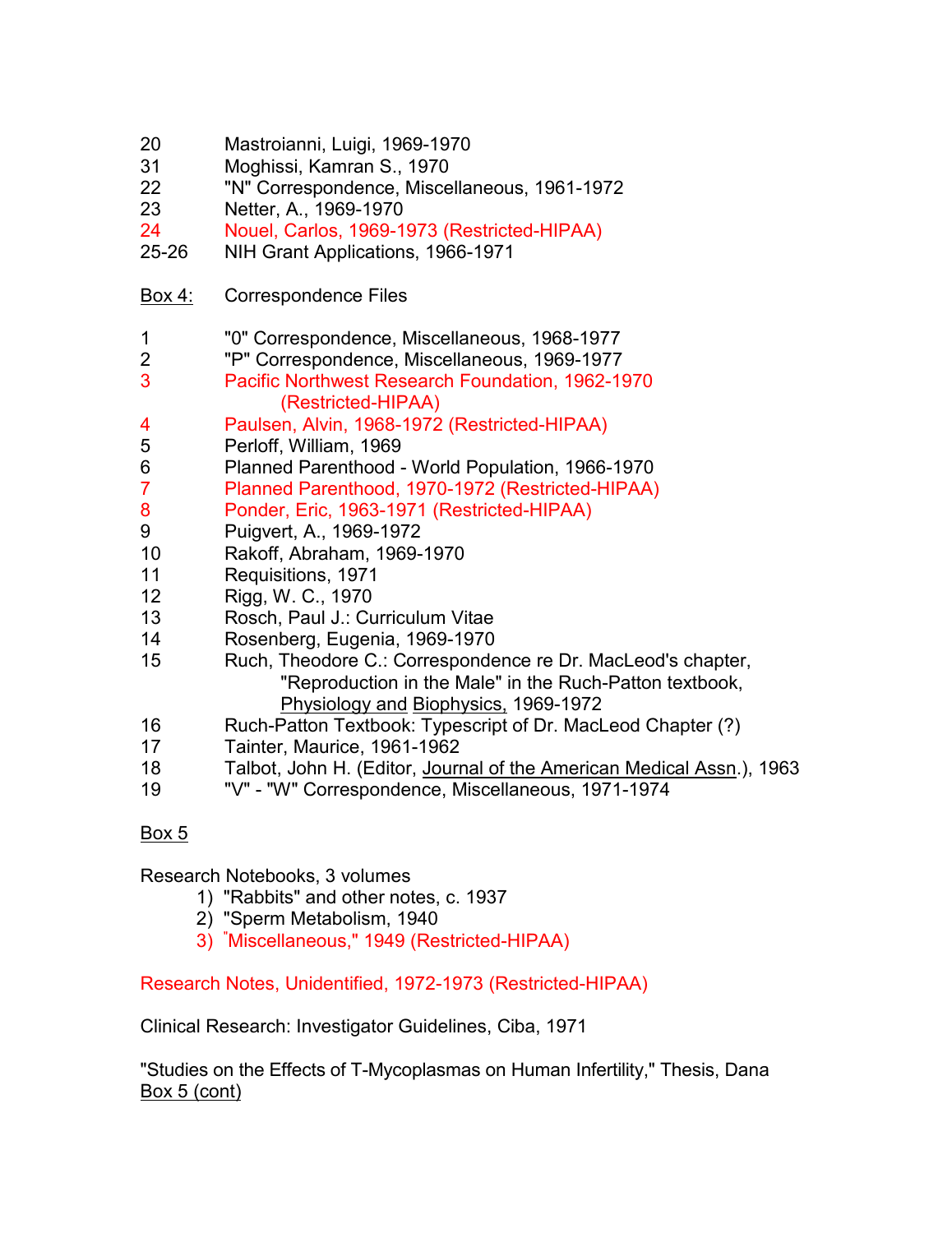20 Mastroianni, Luigi, 1969-1970
31 Moghissi, Kamran S., 1970
22 "N" Correspondence, Miscellaneous, 1961-1972
23 Netter, A., 1969-1970
24 Nouel, Carlos, 1969-1973 (Restricted-HIPAA)
25-26 NIH Grant Applications, 1966-1971

<u>Box 4:</u> Correspondence Files

1 "0" Correspondence, Miscellaneous, 1968-1977
2 "P" Correspondence, Miscellaneous, 1969-1977
3 Pacific Northwest Research Foundation, 1962-1970 (Restricted-HIPAA)
4 Paulsen, Alvin, 1968-1972 (Restricted-HIPAA)
5 Perloff, William, 1969
6 Planned Parenthood - World Population, 1966-1970
7 Planned Parenthood, 1970-1972 (Restricted-HIPAA)
8 Ponder, Eric, 1963-1971 (Restricted-HIPAA)
9 Puigvert, A., 1969-1972
10 Rakoff, Abraham, 1969-1970
11 Requisitions, 1971
12 Rigg, W. C., 1970
13 Rosch, Paul J.: Curriculum Vitae
14 Rosenberg, Eugenia, 1969-1970
15 Ruch, Theodore C.: Correspondence re Dr. MacLeod's chapter, "Reproduction in the Male" in the Ruch-Patton textbook, <u>Physiology and Biophysics,</u> 1969-1972
16 Ruch-Patton Textbook: Typescript of Dr. MacLeod Chapter (?)
17 Tainter, Maurice, 1961-1962
18 Talbot, John H. (Editor, <u>Journal of the American Medical Assn</u>.), 1963
19 "V" - "W" Correspondence, Miscellaneous, 1971-1974

<u>Box 5</u>

Research Notebooks, 3 volumes

1) "Rabbits" and other notes, c. 1937
2) "Sperm Metabolism, 1940
3) "Miscellaneous," 1949 (Restricted-HIPAA)

Research Notes, Unidentified, 1972-1973 (Restricted-HIPAA)

Clinical Research: Investigator Guidelines, Ciba, 1971

"Studies on the Effects of T-Mycoplasmas on Human Infertility," Thesis, Dana

<u>Box 5 (cont)</u>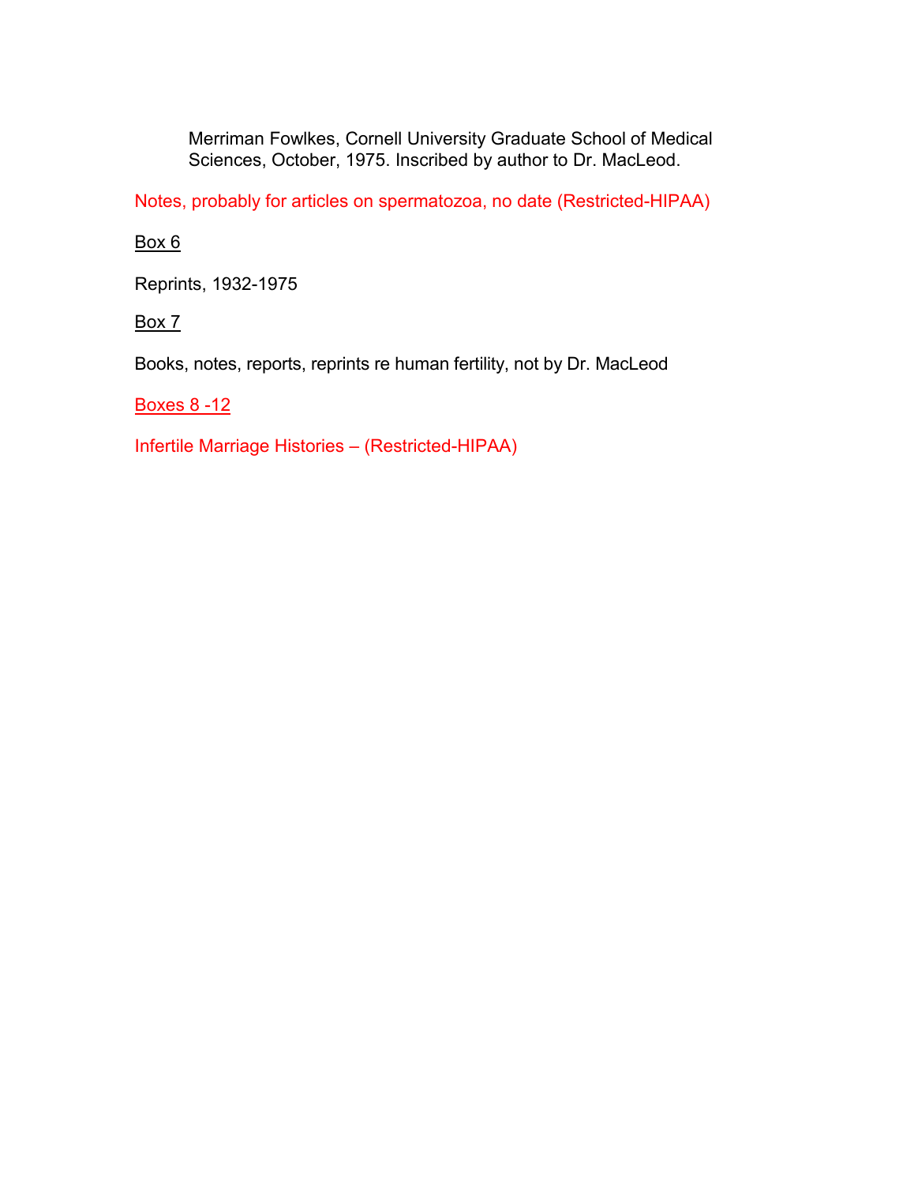Merriman Fowlkes, Cornell University Graduate School of Medical Sciences, October, 1975. Inscribed by author to Dr. MacLeod.

Notes, probably for articles on spermatozoa, no date (Restricted-HIPAA)

<u>Box 6</u>

Reprints, 1932-1975

<u>Box 7</u>

Books, notes, reports, reprints re human fertility, not by Dr. MacLeod

<u>Boxes 8 -12</u>

Infertile Marriage Histories – (Restricted-HIPAA)